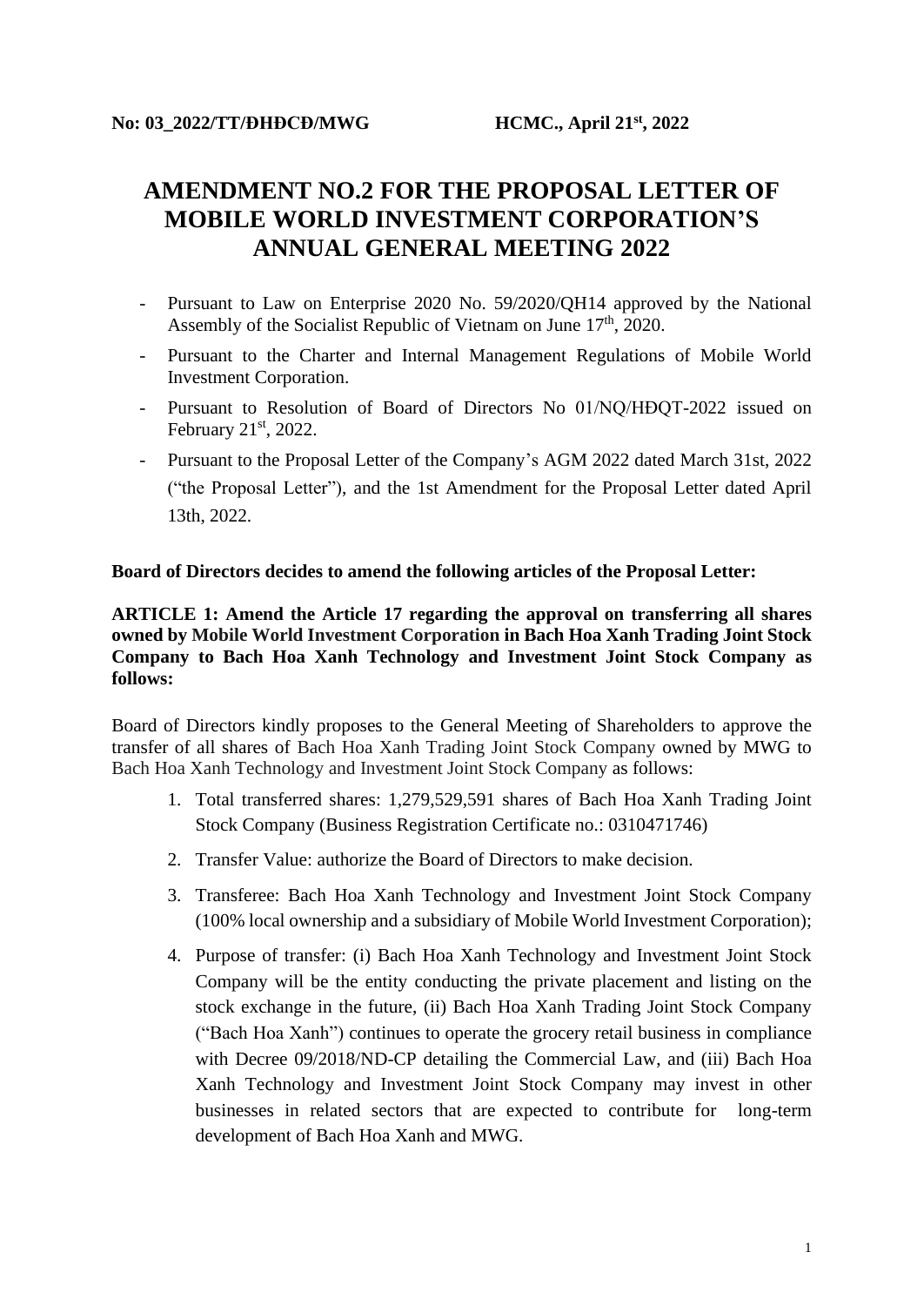**No: 03_2022/TT/ĐHĐCĐ/MWG** **HCMC., April 21st, 2022**

# AMENDMENT NO.2 FOR THE PROPOSAL LETTER OF MOBILE WORLD INVESTMENT CORPORATION'S ANNUAL GENERAL MEETING 2022

- Pursuant to Law on Enterprise 2020 No. 59/2020/QH14 approved by the National Assembly of the Socialist Republic of Vietnam on June 17th, 2020.
- Pursuant to the Charter and Internal Management Regulations of Mobile World Investment Corporation.
- Pursuant to Resolution of Board of Directors No 01/NQ/HĐQT-2022 issued on February 21st, 2022.
- Pursuant to the Proposal Letter of the Company's AGM 2022 dated March 31st, 2022 ("the Proposal Letter"), and the 1st Amendment for the Proposal Letter dated April 13th, 2022.

**Board of Directors decides to amend the following articles of the Proposal Letter:**

**ARTICLE 1: Amend the Article 17 regarding the approval on transferring all shares owned by Mobile World Investment Corporation in Bach Hoa Xanh Trading Joint Stock Company to Bach Hoa Xanh Technology and Investment Joint Stock Company as follows:**

Board of Directors kindly proposes to the General Meeting of Shareholders to approve the transfer of all shares of Bach Hoa Xanh Trading Joint Stock Company owned by MWG to Bach Hoa Xanh Technology and Investment Joint Stock Company as follows:

1. Total transferred shares: 1,279,529,591 shares of Bach Hoa Xanh Trading Joint Stock Company (Business Registration Certificate no.: 0310471746)
2. Transfer Value: authorize the Board of Directors to make decision.
3. Transferee: Bach Hoa Xanh Technology and Investment Joint Stock Company (100% local ownership and a subsidiary of Mobile World Investment Corporation);
4. Purpose of transfer: (i) Bach Hoa Xanh Technology and Investment Joint Stock Company will be the entity conducting the private placement and listing on the stock exchange in the future, (ii) Bach Hoa Xanh Trading Joint Stock Company ("Bach Hoa Xanh") continues to operate the grocery retail business in compliance with Decree 09/2018/ND-CP detailing the Commercial Law, and (iii) Bach Hoa Xanh Technology and Investment Joint Stock Company may invest in other businesses in related sectors that are expected to contribute for long-term development of Bach Hoa Xanh and MWG.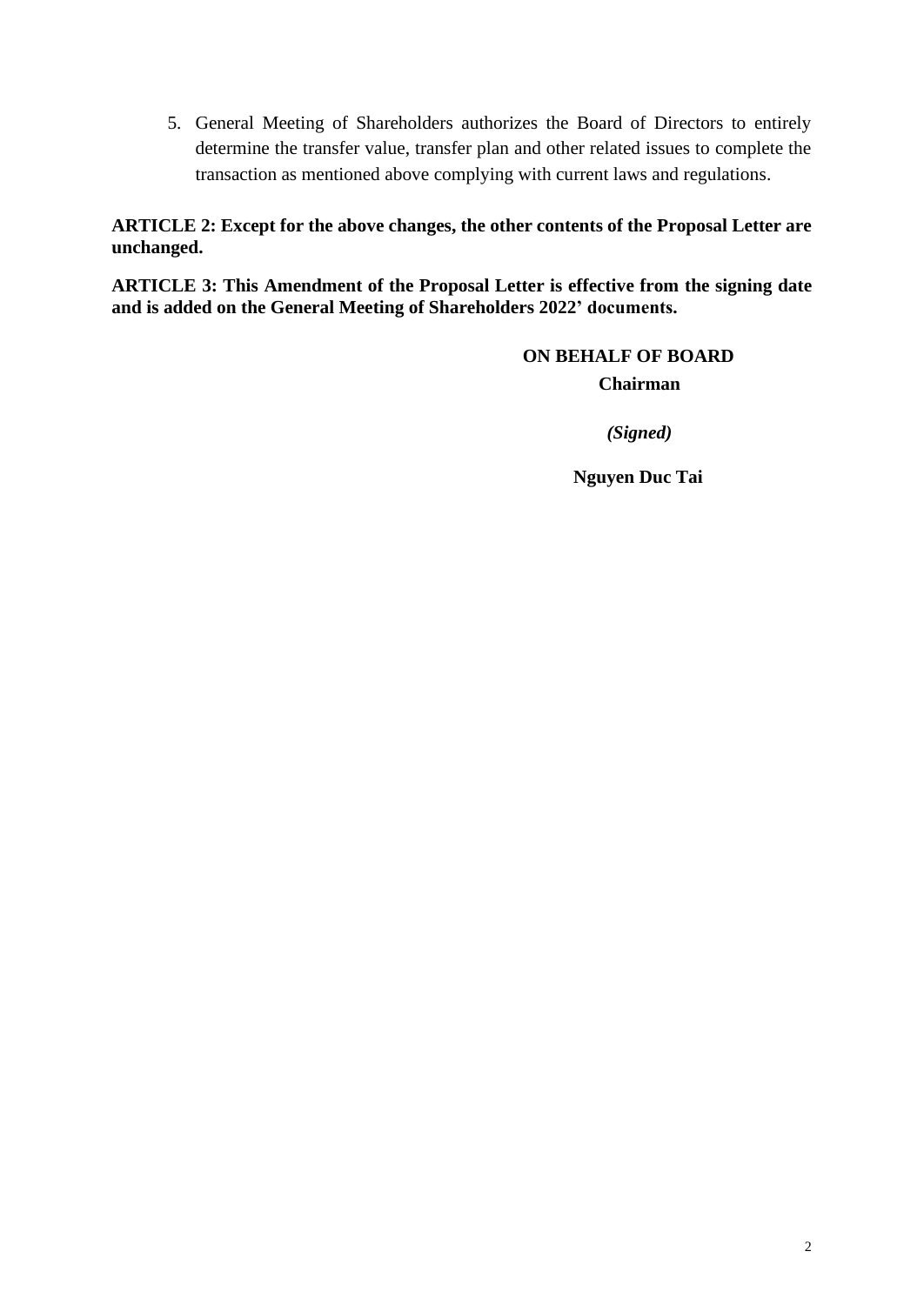5. General Meeting of Shareholders authorizes the Board of Directors to entirely determine the transfer value, transfer plan and other related issues to complete the transaction as mentioned above complying with current laws and regulations.

**ARTICLE 2: Except for the above changes, the other contents of the Proposal Letter are unchanged.**

**ARTICLE 3: This Amendment of the Proposal Letter is effective from the signing date and is added on the General Meeting of Shareholders 2022' documents.**

**ON BEHALF OF BOARD**

**Chairman**

***(Signed)***

**Nguyen Duc Tai**